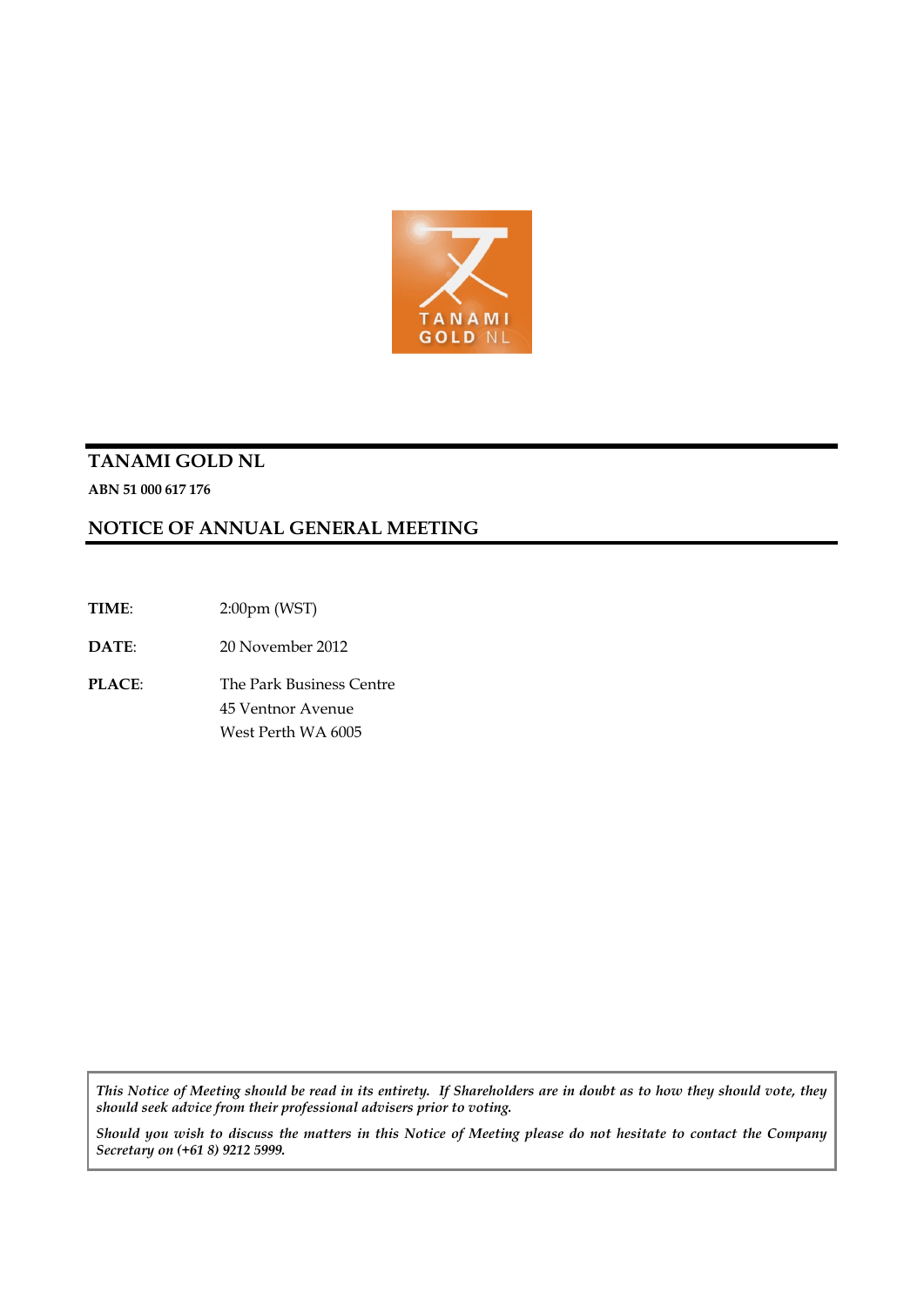# TANAMI GOLD NL

**ABN 51 000 617 176**

## NOTICE OF ANNUAL GENERAL MEETING

**TIME**: 2:00pm (WST)

**DATE**: 20 November 2012

**PLACE**: The Park Business Centre
45 Ventnor Avenue
West Perth WA 6005

*This Notice of Meeting should be read in its entirety. If Shareholders are in doubt as to how they should vote, they should seek advice from their professional advisers prior to voting.*

*Should you wish to discuss the matters in this Notice of Meeting please do not hesitate to contact the Company Secretary on (+61 8) 9212 5999.*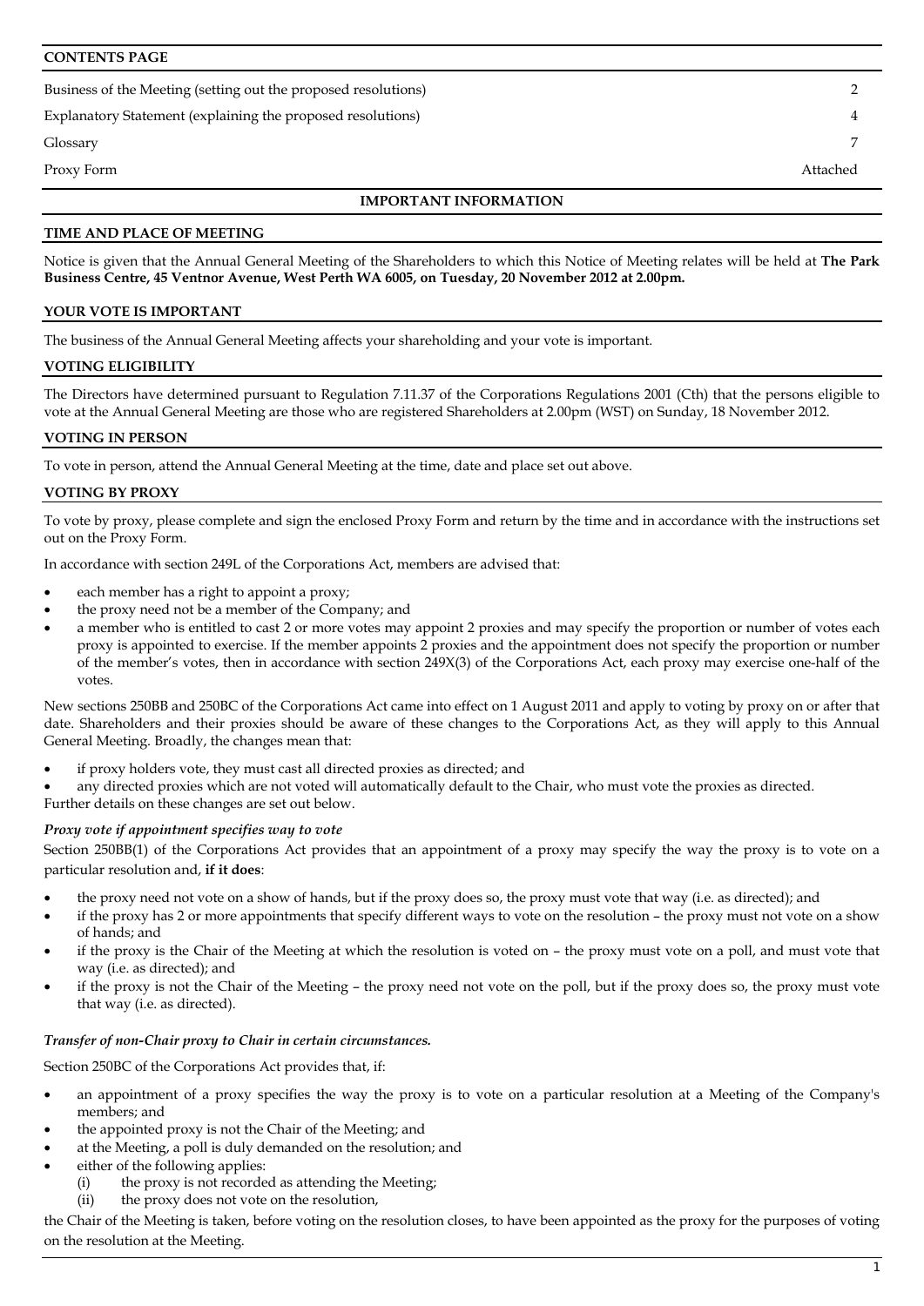## CONTENTS PAGE

| | |
|---|---|
| Business of the Meeting (setting out the proposed resolutions) | 2 |
| Explanatory Statement (explaining the proposed resolutions) | 4 |
| Glossary | 7 |
| Proxy Form | Attached |

## IMPORTANT INFORMATION

### TIME AND PLACE OF MEETING

Notice is given that the Annual General Meeting of the Shareholders to which this Notice of Meeting relates will be held at **The Park Business Centre, 45 Ventnor Avenue, West Perth WA 6005, on Tuesday, 20 November 2012 at 2.00pm.**

### YOUR VOTE IS IMPORTANT

The business of the Annual General Meeting affects your shareholding and your vote is important.

### VOTING ELIGIBILITY

The Directors have determined pursuant to Regulation 7.11.37 of the Corporations Regulations 2001 (Cth) that the persons eligible to vote at the Annual General Meeting are those who are registered Shareholders at 2.00pm (WST) on Sunday, 18 November 2012.

### VOTING IN PERSON

To vote in person, attend the Annual General Meeting at the time, date and place set out above.

### VOTING BY PROXY

To vote by proxy, please complete and sign the enclosed Proxy Form and return by the time and in accordance with the instructions set out on the Proxy Form.

In accordance with section 249L of the Corporations Act, members are advised that:

- each member has a right to appoint a proxy;
- the proxy need not be a member of the Company; and
- a member who is entitled to cast 2 or more votes may appoint 2 proxies and may specify the proportion or number of votes each proxy is appointed to exercise. If the member appoints 2 proxies and the appointment does not specify the proportion or number of the member's votes, then in accordance with section 249X(3) of the Corporations Act, each proxy may exercise one-half of the votes.

New sections 250BB and 250BC of the Corporations Act came into effect on 1 August 2011 and apply to voting by proxy on or after that date. Shareholders and their proxies should be aware of these changes to the Corporations Act, as they will apply to this Annual General Meeting. Broadly, the changes mean that:

- if proxy holders vote, they must cast all directed proxies as directed; and
- any directed proxies which are not voted will automatically default to the Chair, who must vote the proxies as directed.

Further details on these changes are set out below.

***Proxy vote if appointment specifies way to vote***

Section 250BB(1) of the Corporations Act provides that an appointment of a proxy may specify the way the proxy is to vote on a particular resolution and, **if it does**:

- the proxy need not vote on a show of hands, but if the proxy does so, the proxy must vote that way (i.e. as directed); and
- if the proxy has 2 or more appointments that specify different ways to vote on the resolution – the proxy must not vote on a show of hands; and
- if the proxy is the Chair of the Meeting at which the resolution is voted on – the proxy must vote on a poll, and must vote that way (i.e. as directed); and
- if the proxy is not the Chair of the Meeting – the proxy need not vote on the poll, but if the proxy does so, the proxy must vote that way (i.e. as directed).

***Transfer of non-Chair proxy to Chair in certain circumstances.***

Section 250BC of the Corporations Act provides that, if:

- an appointment of a proxy specifies the way the proxy is to vote on a particular resolution at a Meeting of the Company's members; and
- the appointed proxy is not the Chair of the Meeting; and
- at the Meeting, a poll is duly demanded on the resolution; and
- either of the following applies:
    - (i) the proxy is not recorded as attending the Meeting;
    - (ii) the proxy does not vote on the resolution,

the Chair of the Meeting is taken, before voting on the resolution closes, to have been appointed as the proxy for the purposes of voting on the resolution at the Meeting.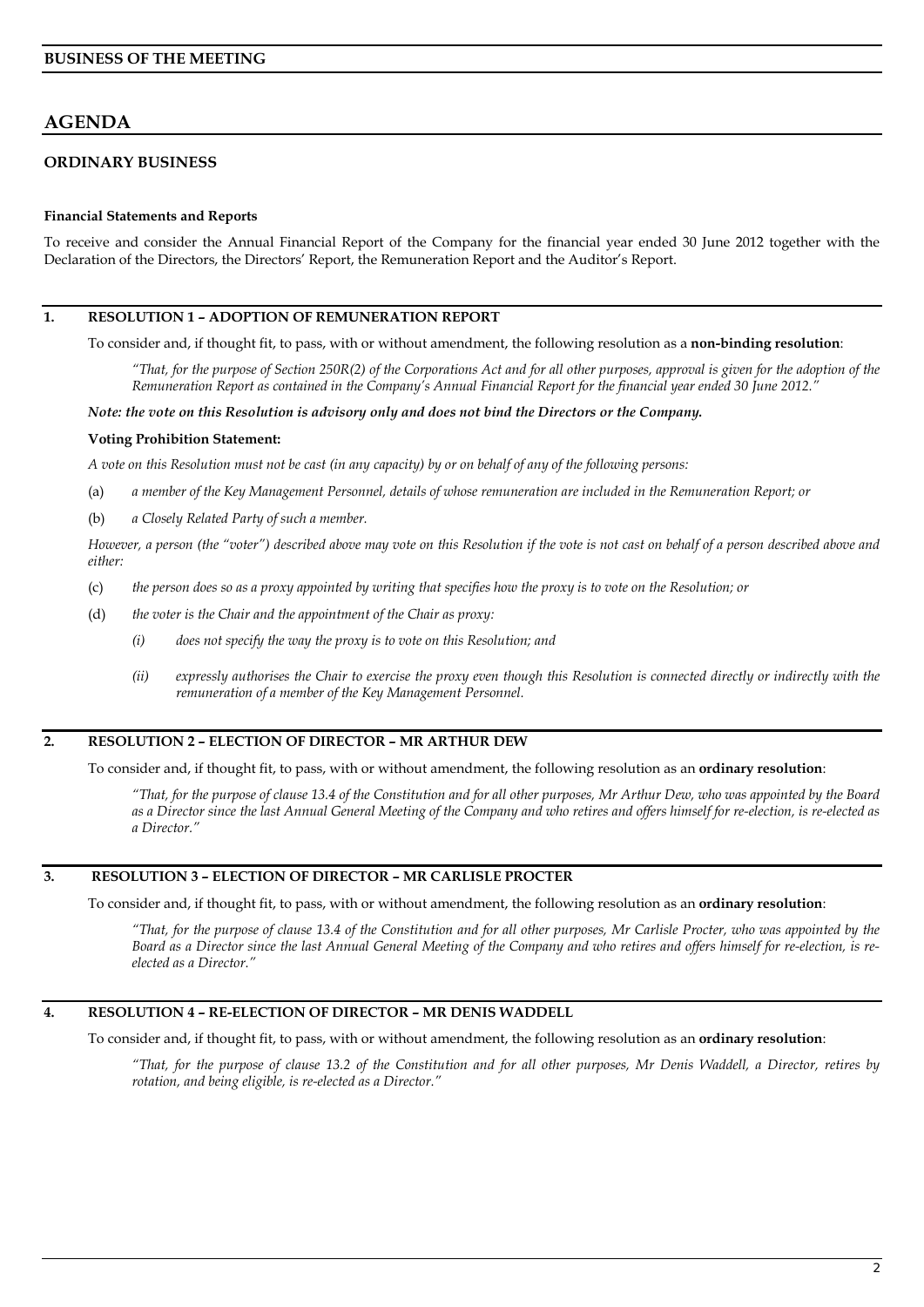## BUSINESS OF THE MEETING

# AGENDA

## ORDINARY BUSINESS

**Financial Statements and Reports**

To receive and consider the Annual Financial Report of the Company for the financial year ended 30 June 2012 together with the Declaration of the Directors, the Directors' Report, the Remuneration Report and the Auditor's Report.

### 1. RESOLUTION 1 – ADOPTION OF REMUNERATION REPORT

To consider and, if thought fit, to pass, with or without amendment, the following resolution as a **non-binding resolution**:

*"That, for the purpose of Section 250R(2) of the Corporations Act and for all other purposes, approval is given for the adoption of the Remuneration Report as contained in the Company's Annual Financial Report for the financial year ended 30 June 2012."*

***Note: the vote on this Resolution is advisory only and does not bind the Directors or the Company.***

**Voting Prohibition Statement:**

*A vote on this Resolution must not be cast (in any capacity) by or on behalf of any of the following persons:*

(a) *a member of the Key Management Personnel, details of whose remuneration are included in the Remuneration Report; or*

(b) *a Closely Related Party of such a member.*

*However, a person (the "voter") described above may vote on this Resolution if the vote is not cast on behalf of a person described above and either:*

(c) *the person does so as a proxy appointed by writing that specifies how the proxy is to vote on the Resolution; or*

(d) *the voter is the Chair and the appointment of the Chair as proxy:*

  (i) *does not specify the way the proxy is to vote on this Resolution; and*

  (ii) *expressly authorises the Chair to exercise the proxy even though this Resolution is connected directly or indirectly with the remuneration of a member of the Key Management Personnel.*

### 2. RESOLUTION 2 – ELECTION OF DIRECTOR – MR ARTHUR DEW

To consider and, if thought fit, to pass, with or without amendment, the following resolution as an **ordinary resolution**:

*"That, for the purpose of clause 13.4 of the Constitution and for all other purposes, Mr Arthur Dew, who was appointed by the Board as a Director since the last Annual General Meeting of the Company and who retires and offers himself for re-election, is re-elected as a Director."*

### 3. RESOLUTION 3 – ELECTION OF DIRECTOR – MR CARLISLE PROCTER

To consider and, if thought fit, to pass, with or without amendment, the following resolution as an **ordinary resolution**:

*"That, for the purpose of clause 13.4 of the Constitution and for all other purposes, Mr Carlisle Procter, who was appointed by the Board as a Director since the last Annual General Meeting of the Company and who retires and offers himself for re-election, is re-elected as a Director."*

### 4. RESOLUTION 4 – RE-ELECTION OF DIRECTOR – MR DENIS WADDELL

To consider and, if thought fit, to pass, with or without amendment, the following resolution as an **ordinary resolution**:

*"That, for the purpose of clause 13.2 of the Constitution and for all other purposes, Mr Denis Waddell, a Director, retires by rotation, and being eligible, is re-elected as a Director."*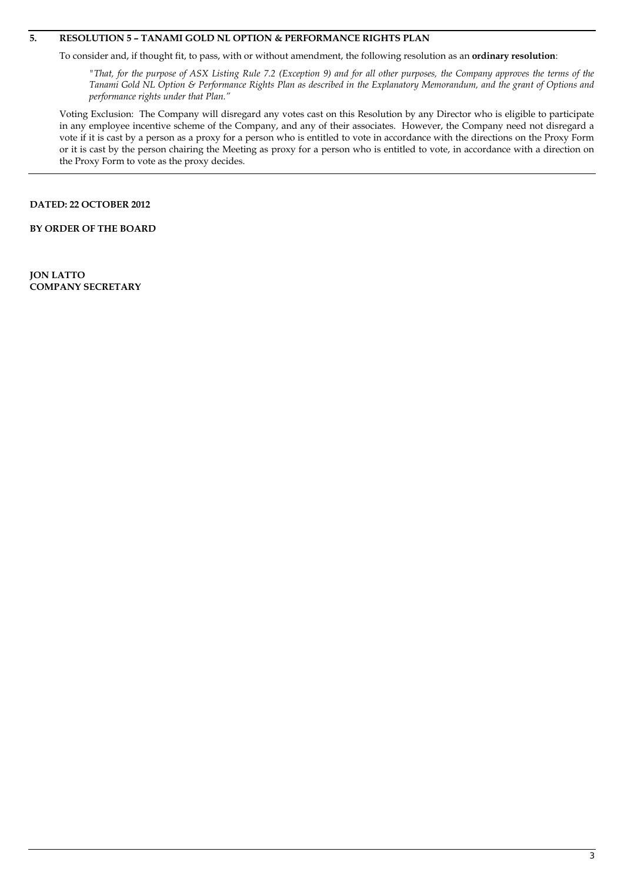## 5. RESOLUTION 5 – TANAMI GOLD NL OPTION & PERFORMANCE RIGHTS PLAN

To consider and, if thought fit, to pass, with or without amendment, the following resolution as an **ordinary resolution**:

*"That, for the purpose of ASX Listing Rule 7.2 (Exception 9) and for all other purposes, the Company approves the terms of the Tanami Gold NL Option & Performance Rights Plan as described in the Explanatory Memorandum, and the grant of Options and performance rights under that Plan."*

Voting Exclusion: The Company will disregard any votes cast on this Resolution by any Director who is eligible to participate in any employee incentive scheme of the Company, and any of their associates. However, the Company need not disregard a vote if it is cast by a person as a proxy for a person who is entitled to vote in accordance with the directions on the Proxy Form or it is cast by the person chairing the Meeting as proxy for a person who is entitled to vote, in accordance with a direction on the Proxy Form to vote as the proxy decides.

**DATED: 22 OCTOBER 2012**

**BY ORDER OF THE BOARD**

**JON LATTO**
**COMPANY SECRETARY**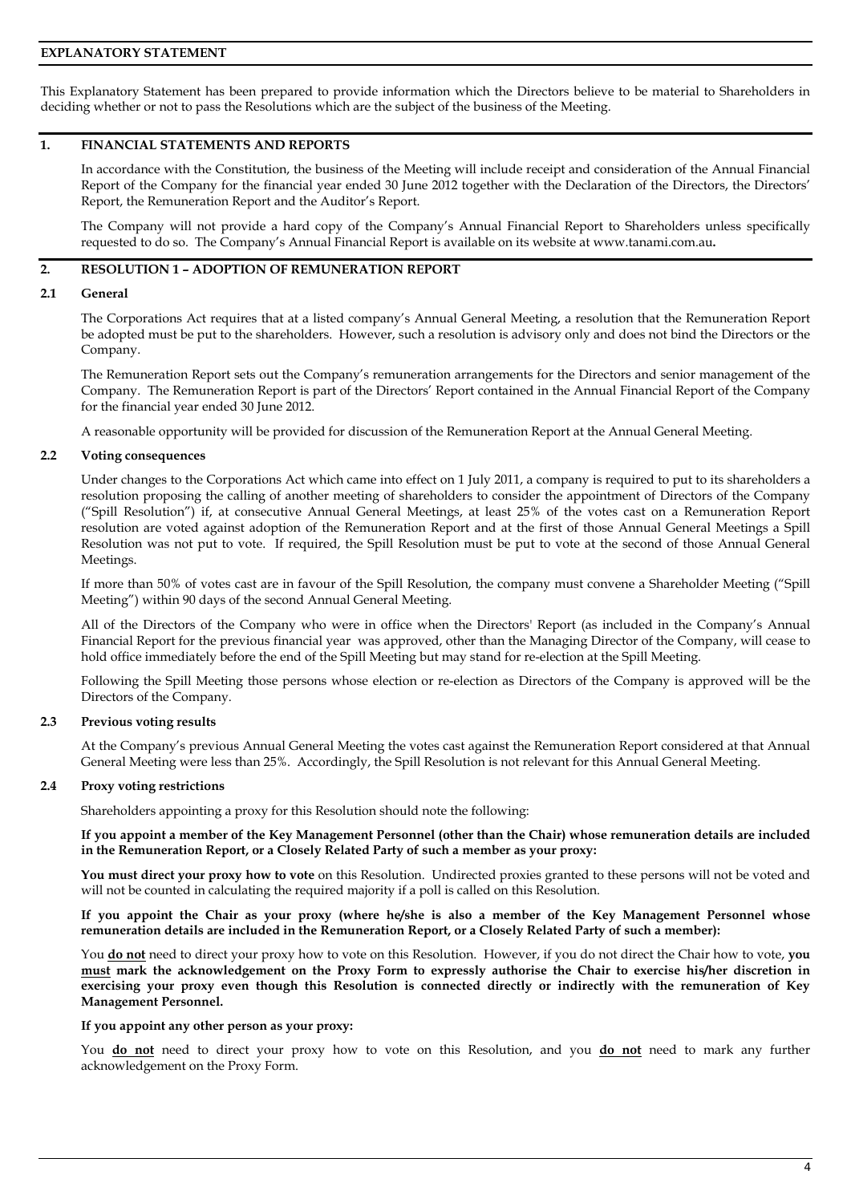# EXPLANATORY STATEMENT

This Explanatory Statement has been prepared to provide information which the Directors believe to be material to Shareholders in deciding whether or not to pass the Resolutions which are the subject of the business of the Meeting.

## 1. FINANCIAL STATEMENTS AND REPORTS

In accordance with the Constitution, the business of the Meeting will include receipt and consideration of the Annual Financial Report of the Company for the financial year ended 30 June 2012 together with the Declaration of the Directors, the Directors' Report, the Remuneration Report and the Auditor's Report.

The Company will not provide a hard copy of the Company's Annual Financial Report to Shareholders unless specifically requested to do so. The Company's Annual Financial Report is available on its website at www.tanami.com.au**.**

## 2. RESOLUTION 1 – ADOPTION OF REMUNERATION REPORT

### 2.1 General

The Corporations Act requires that at a listed company's Annual General Meeting, a resolution that the Remuneration Report be adopted must be put to the shareholders. However, such a resolution is advisory only and does not bind the Directors or the Company.

The Remuneration Report sets out the Company's remuneration arrangements for the Directors and senior management of the Company. The Remuneration Report is part of the Directors' Report contained in the Annual Financial Report of the Company for the financial year ended 30 June 2012.

A reasonable opportunity will be provided for discussion of the Remuneration Report at the Annual General Meeting.

### 2.2 Voting consequences

Under changes to the Corporations Act which came into effect on 1 July 2011, a company is required to put to its shareholders a resolution proposing the calling of another meeting of shareholders to consider the appointment of Directors of the Company ("Spill Resolution") if, at consecutive Annual General Meetings, at least 25% of the votes cast on a Remuneration Report resolution are voted against adoption of the Remuneration Report and at the first of those Annual General Meetings a Spill Resolution was not put to vote. If required, the Spill Resolution must be put to vote at the second of those Annual General Meetings.

If more than 50% of votes cast are in favour of the Spill Resolution, the company must convene a Shareholder Meeting ("Spill Meeting") within 90 days of the second Annual General Meeting.

All of the Directors of the Company who were in office when the Directors' Report (as included in the Company's Annual Financial Report for the previous financial year was approved, other than the Managing Director of the Company, will cease to hold office immediately before the end of the Spill Meeting but may stand for re-election at the Spill Meeting.

Following the Spill Meeting those persons whose election or re-election as Directors of the Company is approved will be the Directors of the Company.

### 2.3 Previous voting results

At the Company's previous Annual General Meeting the votes cast against the Remuneration Report considered at that Annual General Meeting were less than 25%. Accordingly, the Spill Resolution is not relevant for this Annual General Meeting.

### 2.4 Proxy voting restrictions

Shareholders appointing a proxy for this Resolution should note the following:

**If you appoint a member of the Key Management Personnel (other than the Chair) whose remuneration details are included in the Remuneration Report, or a Closely Related Party of such a member as your proxy:**

**You must direct your proxy how to vote** on this Resolution. Undirected proxies granted to these persons will not be voted and will not be counted in calculating the required majority if a poll is called on this Resolution.

**If you appoint the Chair as your proxy (where he/she is also a member of the Key Management Personnel whose remuneration details are included in the Remuneration Report, or a Closely Related Party of such a member):**

You **do not** need to direct your proxy how to vote on this Resolution. However, if you do not direct the Chair how to vote, **you must mark the acknowledgement on the Proxy Form to expressly authorise the Chair to exercise his/her discretion in exercising your proxy even though this Resolution is connected directly or indirectly with the remuneration of Key Management Personnel.**

**If you appoint any other person as your proxy:**

You **do not** need to direct your proxy how to vote on this Resolution, and you **do not** need to mark any further acknowledgement on the Proxy Form.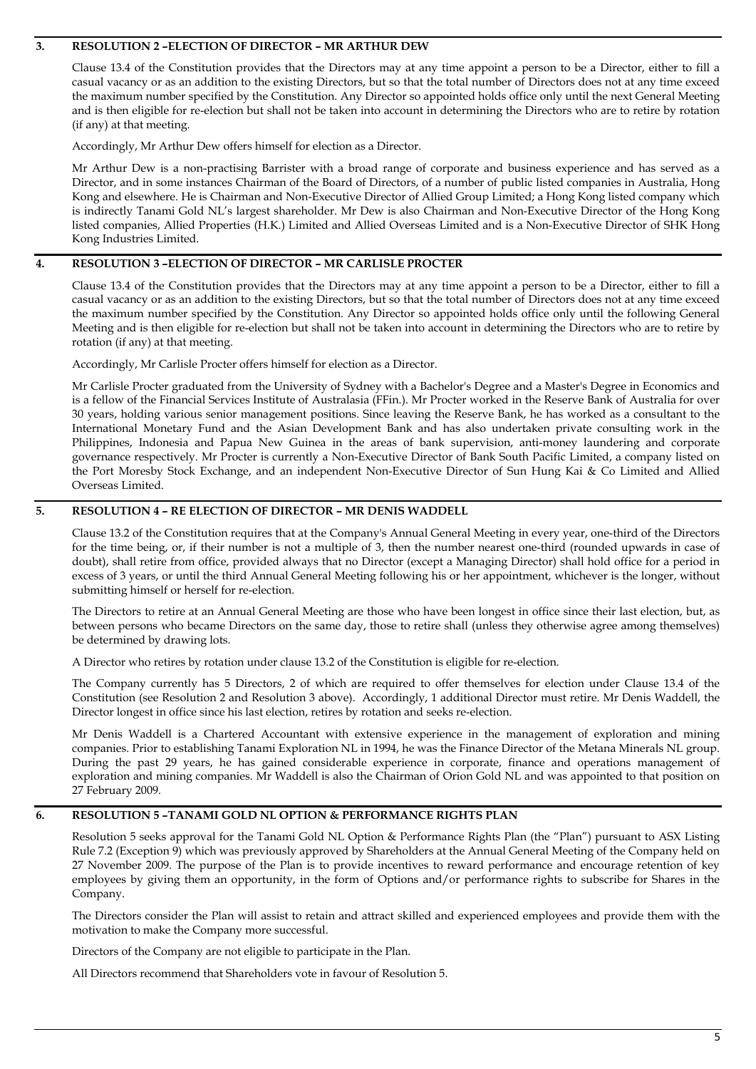## 3. RESOLUTION 2 –ELECTION OF DIRECTOR – MR ARTHUR DEW

Clause 13.4 of the Constitution provides that the Directors may at any time appoint a person to be a Director, either to fill a casual vacancy or as an addition to the existing Directors, but so that the total number of Directors does not at any time exceed the maximum number specified by the Constitution. Any Director so appointed holds office only until the next General Meeting and is then eligible for re-election but shall not be taken into account in determining the Directors who are to retire by rotation (if any) at that meeting.

Accordingly, Mr Arthur Dew offers himself for election as a Director.

Mr Arthur Dew is a non-practising Barrister with a broad range of corporate and business experience and has served as a Director, and in some instances Chairman of the Board of Directors, of a number of public listed companies in Australia, Hong Kong and elsewhere. He is Chairman and Non-Executive Director of Allied Group Limited; a Hong Kong listed company which is indirectly Tanami Gold NL's largest shareholder. Mr Dew is also Chairman and Non-Executive Director of the Hong Kong listed companies, Allied Properties (H.K.) Limited and Allied Overseas Limited and is a Non-Executive Director of SHK Hong Kong Industries Limited.

## 4. RESOLUTION 3 –ELECTION OF DIRECTOR – MR CARLISLE PROCTER

Clause 13.4 of the Constitution provides that the Directors may at any time appoint a person to be a Director, either to fill a casual vacancy or as an addition to the existing Directors, but so that the total number of Directors does not at any time exceed the maximum number specified by the Constitution. Any Director so appointed holds office only until the following General Meeting and is then eligible for re-election but shall not be taken into account in determining the Directors who are to retire by rotation (if any) at that meeting.

Accordingly, Mr Carlisle Procter offers himself for election as a Director.

Mr Carlisle Procter graduated from the University of Sydney with a Bachelor's Degree and a Master's Degree in Economics and is a fellow of the Financial Services Institute of Australasia (FFin.). Mr Procter worked in the Reserve Bank of Australia for over 30 years, holding various senior management positions. Since leaving the Reserve Bank, he has worked as a consultant to the International Monetary Fund and the Asian Development Bank and has also undertaken private consulting work in the Philippines, Indonesia and Papua New Guinea in the areas of bank supervision, anti-money laundering and corporate governance respectively. Mr Procter is currently a Non-Executive Director of Bank South Pacific Limited, a company listed on the Port Moresby Stock Exchange, and an independent Non-Executive Director of Sun Hung Kai & Co Limited and Allied Overseas Limited.

## 5. RESOLUTION 4 – RE ELECTION OF DIRECTOR – MR DENIS WADDELL

Clause 13.2 of the Constitution requires that at the Company's Annual General Meeting in every year, one-third of the Directors for the time being, or, if their number is not a multiple of 3, then the number nearest one-third (rounded upwards in case of doubt), shall retire from office, provided always that no Director (except a Managing Director) shall hold office for a period in excess of 3 years, or until the third Annual General Meeting following his or her appointment, whichever is the longer, without submitting himself or herself for re-election.

The Directors to retire at an Annual General Meeting are those who have been longest in office since their last election, but, as between persons who became Directors on the same day, those to retire shall (unless they otherwise agree among themselves) be determined by drawing lots.

A Director who retires by rotation under clause 13.2 of the Constitution is eligible for re-election.

The Company currently has 5 Directors, 2 of which are required to offer themselves for election under Clause 13.4 of the Constitution (see Resolution 2 and Resolution 3 above). Accordingly, 1 additional Director must retire. Mr Denis Waddell, the Director longest in office since his last election, retires by rotation and seeks re-election.

Mr Denis Waddell is a Chartered Accountant with extensive experience in the management of exploration and mining companies. Prior to establishing Tanami Exploration NL in 1994, he was the Finance Director of the Metana Minerals NL group. During the past 29 years, he has gained considerable experience in corporate, finance and operations management of exploration and mining companies. Mr Waddell is also the Chairman of Orion Gold NL and was appointed to that position on 27 February 2009.

## 6. RESOLUTION 5 –TANAMI GOLD NL OPTION & PERFORMANCE RIGHTS PLAN

Resolution 5 seeks approval for the Tanami Gold NL Option & Performance Rights Plan (the "Plan") pursuant to ASX Listing Rule 7.2 (Exception 9) which was previously approved by Shareholders at the Annual General Meeting of the Company held on 27 November 2009. The purpose of the Plan is to provide incentives to reward performance and encourage retention of key employees by giving them an opportunity, in the form of Options and/or performance rights to subscribe for Shares in the Company.

The Directors consider the Plan will assist to retain and attract skilled and experienced employees and provide them with the motivation to make the Company more successful.

Directors of the Company are not eligible to participate in the Plan.

All Directors recommend that Shareholders vote in favour of Resolution 5.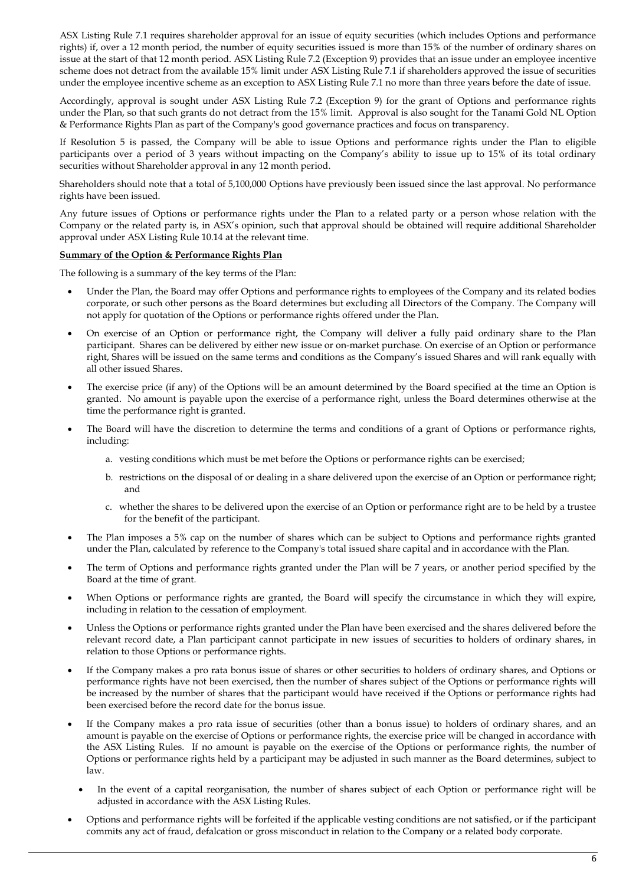ASX Listing Rule 7.1 requires shareholder approval for an issue of equity securities (which includes Options and performance rights) if, over a 12 month period, the number of equity securities issued is more than 15% of the number of ordinary shares on issue at the start of that 12 month period. ASX Listing Rule 7.2 (Exception 9) provides that an issue under an employee incentive scheme does not detract from the available 15% limit under ASX Listing Rule 7.1 if shareholders approved the issue of securities under the employee incentive scheme as an exception to ASX Listing Rule 7.1 no more than three years before the date of issue.

Accordingly, approval is sought under ASX Listing Rule 7.2 (Exception 9) for the grant of Options and performance rights under the Plan, so that such grants do not detract from the 15% limit. Approval is also sought for the Tanami Gold NL Option & Performance Rights Plan as part of the Company's good governance practices and focus on transparency.

If Resolution 5 is passed, the Company will be able to issue Options and performance rights under the Plan to eligible participants over a period of 3 years without impacting on the Company's ability to issue up to 15% of its total ordinary securities without Shareholder approval in any 12 month period.

Shareholders should note that a total of 5,100,000 Options have previously been issued since the last approval. No performance rights have been issued.

Any future issues of Options or performance rights under the Plan to a related party or a person whose relation with the Company or the related party is, in ASX's opinion, such that approval should be obtained will require additional Shareholder approval under ASX Listing Rule 10.14 at the relevant time.

**Summary of the Option & Performance Rights Plan**

The following is a summary of the key terms of the Plan:

- Under the Plan, the Board may offer Options and performance rights to employees of the Company and its related bodies corporate, or such other persons as the Board determines but excluding all Directors of the Company. The Company will not apply for quotation of the Options or performance rights offered under the Plan.
- On exercise of an Option or performance right, the Company will deliver a fully paid ordinary share to the Plan participant. Shares can be delivered by either new issue or on-market purchase. On exercise of an Option or performance right, Shares will be issued on the same terms and conditions as the Company's issued Shares and will rank equally with all other issued Shares.
- The exercise price (if any) of the Options will be an amount determined by the Board specified at the time an Option is granted. No amount is payable upon the exercise of a performance right, unless the Board determines otherwise at the time the performance right is granted.
- The Board will have the discretion to determine the terms and conditions of a grant of Options or performance rights, including:
    a. vesting conditions which must be met before the Options or performance rights can be exercised;
    b. restrictions on the disposal of or dealing in a share delivered upon the exercise of an Option or performance right; and
    c. whether the shares to be delivered upon the exercise of an Option or performance right are to be held by a trustee for the benefit of the participant.
- The Plan imposes a 5% cap on the number of shares which can be subject to Options and performance rights granted under the Plan, calculated by reference to the Company's total issued share capital and in accordance with the Plan.
- The term of Options and performance rights granted under the Plan will be 7 years, or another period specified by the Board at the time of grant.
- When Options or performance rights are granted, the Board will specify the circumstance in which they will expire, including in relation to the cessation of employment.
- Unless the Options or performance rights granted under the Plan have been exercised and the shares delivered before the relevant record date, a Plan participant cannot participate in new issues of securities to holders of ordinary shares, in relation to those Options or performance rights.
- If the Company makes a pro rata bonus issue of shares or other securities to holders of ordinary shares, and Options or performance rights have not been exercised, then the number of shares subject of the Options or performance rights will be increased by the number of shares that the participant would have received if the Options or performance rights had been exercised before the record date for the bonus issue.
- If the Company makes a pro rata issue of securities (other than a bonus issue) to holders of ordinary shares, and an amount is payable on the exercise of Options or performance rights, the exercise price will be changed in accordance with the ASX Listing Rules. If no amount is payable on the exercise of the Options or performance rights, the number of Options or performance rights held by a participant may be adjusted in such manner as the Board determines, subject to law.
    - In the event of a capital reorganisation, the number of shares subject of each Option or performance right will be adjusted in accordance with the ASX Listing Rules.
- Options and performance rights will be forfeited if the applicable vesting conditions are not satisfied, or if the participant commits any act of fraud, defalcation or gross misconduct in relation to the Company or a related body corporate.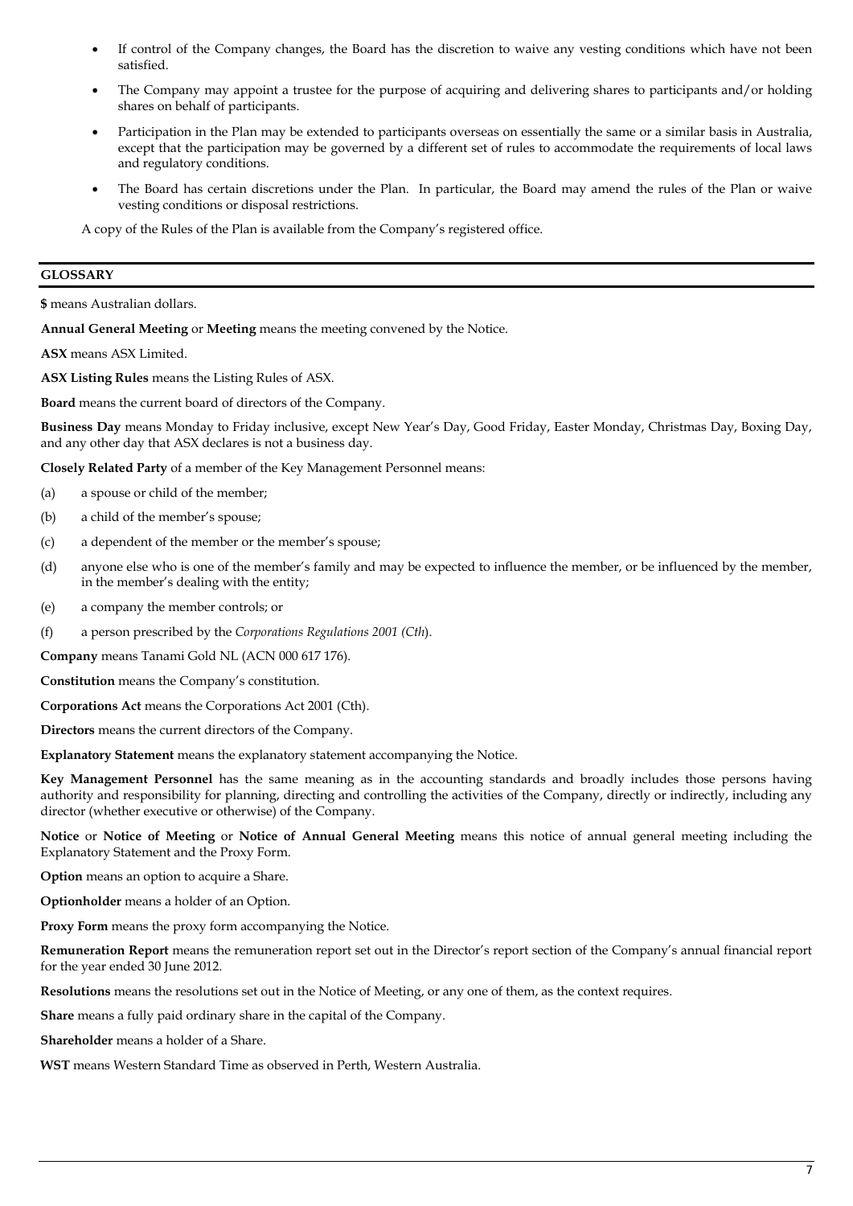- If control of the Company changes, the Board has the discretion to waive any vesting conditions which have not been satisfied.
- The Company may appoint a trustee for the purpose of acquiring and delivering shares to participants and/or holding shares on behalf of participants.
- Participation in the Plan may be extended to participants overseas on essentially the same or a similar basis in Australia, except that the participation may be governed by a different set of rules to accommodate the requirements of local laws and regulatory conditions.
- The Board has certain discretions under the Plan. In particular, the Board may amend the rules of the Plan or waive vesting conditions or disposal restrictions.

A copy of the Rules of the Plan is available from the Company's registered office.

## GLOSSARY

**$** means Australian dollars.

**Annual General Meeting** or **Meeting** means the meeting convened by the Notice.

**ASX** means ASX Limited.

**ASX Listing Rules** means the Listing Rules of ASX.

**Board** means the current board of directors of the Company.

**Business Day** means Monday to Friday inclusive, except New Year's Day, Good Friday, Easter Monday, Christmas Day, Boxing Day, and any other day that ASX declares is not a business day.

**Closely Related Party** of a member of the Key Management Personnel means:

(a) a spouse or child of the member;

(b) a child of the member's spouse;

(c) a dependent of the member or the member's spouse;

(d) anyone else who is one of the member's family and may be expected to influence the member, or be influenced by the member, in the member's dealing with the entity;

(e) a company the member controls; or

(f) a person prescribed by the *Corporations Regulations 2001 (Cth*).

**Company** means Tanami Gold NL (ACN 000 617 176).

**Constitution** means the Company's constitution.

**Corporations Act** means the Corporations Act 2001 (Cth).

**Directors** means the current directors of the Company.

**Explanatory Statement** means the explanatory statement accompanying the Notice.

**Key Management Personnel** has the same meaning as in the accounting standards and broadly includes those persons having authority and responsibility for planning, directing and controlling the activities of the Company, directly or indirectly, including any director (whether executive or otherwise) of the Company.

**Notice** or **Notice of Meeting** or **Notice of Annual General Meeting** means this notice of annual general meeting including the Explanatory Statement and the Proxy Form.

**Option** means an option to acquire a Share.

**Optionholder** means a holder of an Option.

**Proxy Form** means the proxy form accompanying the Notice.

**Remuneration Report** means the remuneration report set out in the Director's report section of the Company's annual financial report for the year ended 30 June 2012.

**Resolutions** means the resolutions set out in the Notice of Meeting, or any one of them, as the context requires.

**Share** means a fully paid ordinary share in the capital of the Company.

**Shareholder** means a holder of a Share.

**WST** means Western Standard Time as observed in Perth, Western Australia.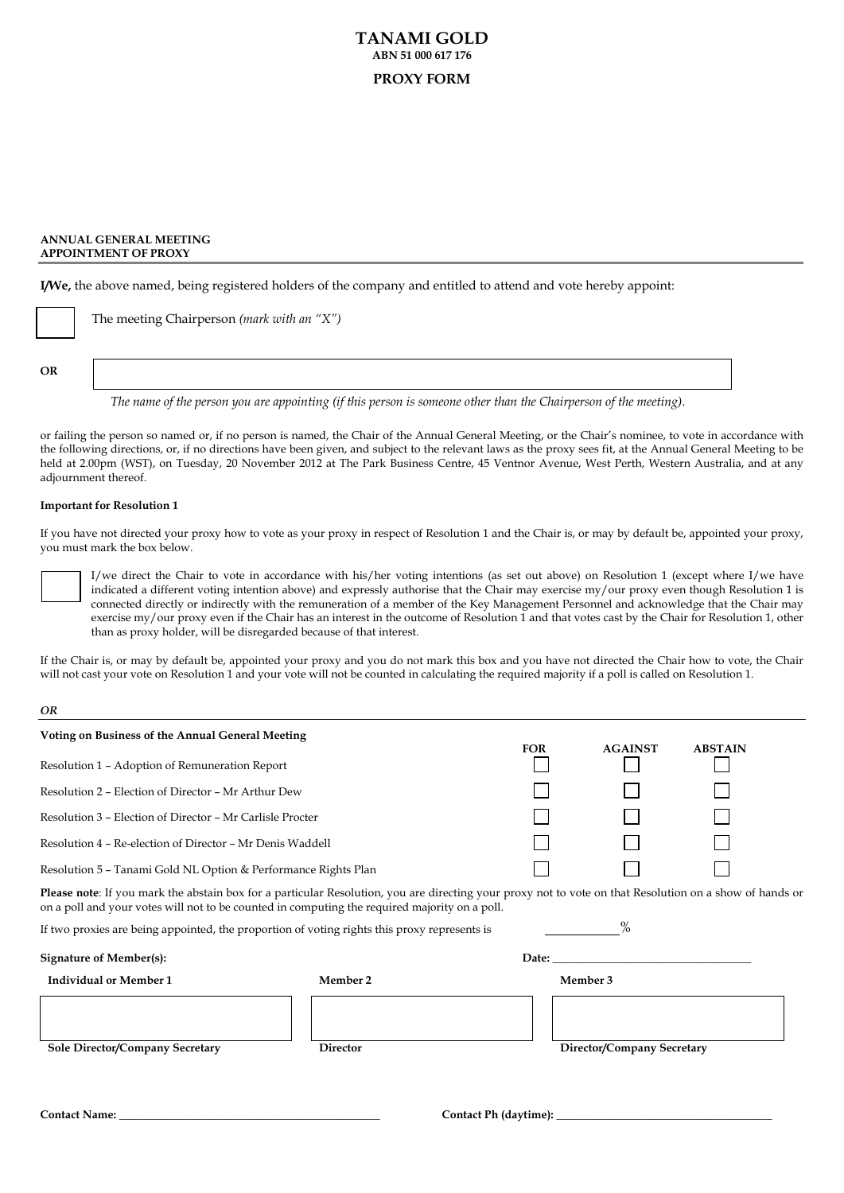# TANAMI GOLD

**ABN 51 000 617 176**

**PROXY FORM**

**ANNUAL GENERAL MEETING**
**APPOINTMENT OF PROXY**

**I/We,** the above named, being registered holders of the company and entitled to attend and vote hereby appoint:

☐ The meeting Chairperson *(mark with an "X")*

**OR**

______________________________________________

*The name of the person you are appointing (if this person is someone other than the Chairperson of the meeting).*

or failing the person so named or, if no person is named, the Chair of the Annual General Meeting, or the Chair's nominee, to vote in accordance with the following directions, or, if no directions have been given, and subject to the relevant laws as the proxy sees fit, at the Annual General Meeting to be held at 2.00pm (WST), on Tuesday, 20 November 2012 at The Park Business Centre, 45 Ventnor Avenue, West Perth, Western Australia, and at any adjournment thereof.

**Important for Resolution 1**

If you have not directed your proxy how to vote as your proxy in respect of Resolution 1 and the Chair is, or may by default be, appointed your proxy, you must mark the box below.

☐ I/we direct the Chair to vote in accordance with his/her voting intentions (as set out above) on Resolution 1 (except where I/we have indicated a different voting intention above) and expressly authorise that the Chair may exercise my/our proxy even though Resolution 1 is connected directly or indirectly with the remuneration of a member of the Key Management Personnel and acknowledge that the Chair may exercise my/our proxy even if the Chair has an interest in the outcome of Resolution 1 and that votes cast by the Chair for Resolution 1, other than as proxy holder, will be disregarded because of that interest.

If the Chair is, or may by default be, appointed your proxy and you do not mark this box and you have not directed the Chair how to vote, the Chair will not cast your vote on Resolution 1 and your vote will not be counted in calculating the required majority if a poll is called on Resolution 1.

***OR***

| **Voting on Business of the Annual General Meeting** | **FOR** | **AGAINST** | **ABSTAIN** |
|---|---|---|---|
| Resolution 1 – Adoption of Remuneration Report | ☐ | ☐ | ☐ |
| Resolution 2 – Election of Director – Mr Arthur Dew | ☐ | ☐ | ☐ |
| Resolution 3 – Election of Director – Mr Carlisle Procter | ☐ | ☐ | ☐ |
| Resolution 4 – Re-election of Director – Mr Denis Waddell | ☐ | ☐ | ☐ |
| Resolution 5 – Tanami Gold NL Option & Performance Rights Plan | ☐ | ☐ | ☐ |

**Please note**: If you mark the abstain box for a particular Resolution, you are directing your proxy not to vote on that Resolution on a show of hands or on a poll and your votes will not to be counted in computing the required majority on a poll.

If two proxies are being appointed, the proportion of voting rights this proxy represents is ____________%

**Signature of Member(s):** **Date:** ______________________________

| **Individual or Member 1** | **Member 2** | **Member 3** |
|---|---|---|
| | | |
| **Sole Director/Company Secretary** | **Director** | **Director/Company Secretary** |

**Contact Name:** ________________________________________ **Contact Ph (daytime):** ________________________________________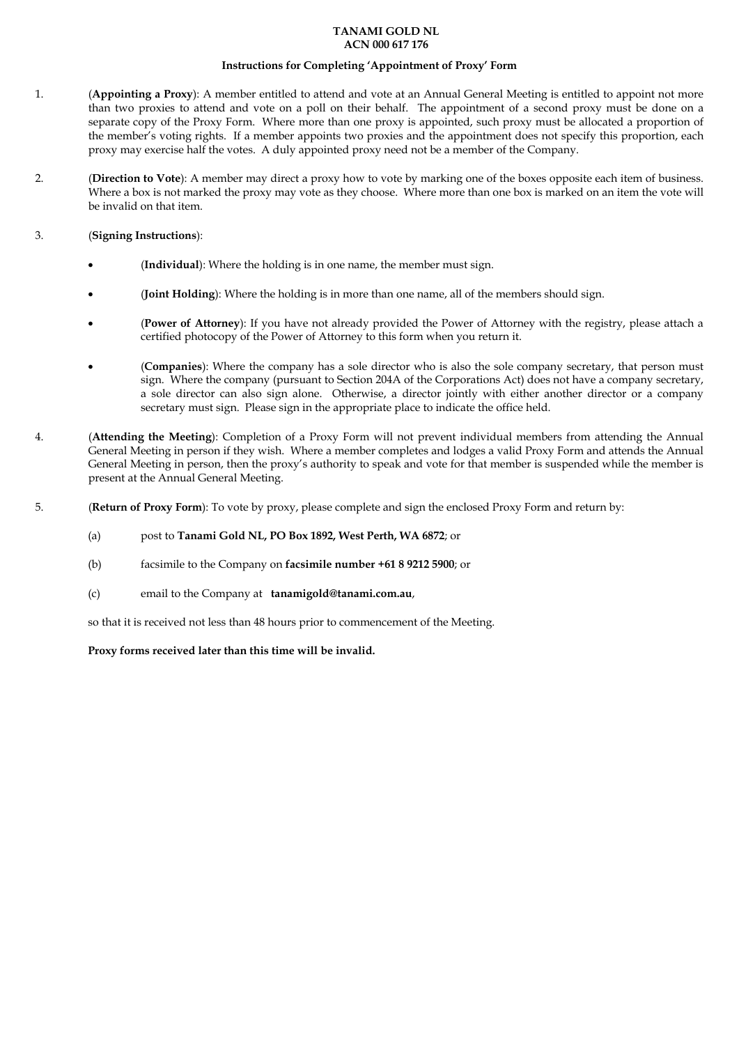**TANAMI GOLD NL**
**ACN 000 617 176**

**Instructions for Completing 'Appointment of Proxy' Form**

1. (**Appointing a Proxy**): A member entitled to attend and vote at an Annual General Meeting is entitled to appoint not more than two proxies to attend and vote on a poll on their behalf. The appointment of a second proxy must be done on a separate copy of the Proxy Form. Where more than one proxy is appointed, such proxy must be allocated a proportion of the member's voting rights. If a member appoints two proxies and the appointment does not specify this proportion, each proxy may exercise half the votes. A duly appointed proxy need not be a member of the Company.

2. (**Direction to Vote**): A member may direct a proxy how to vote by marking one of the boxes opposite each item of business. Where a box is not marked the proxy may vote as they choose. Where more than one box is marked on an item the vote will be invalid on that item.

3. (**Signing Instructions**):

   - (**Individual**): Where the holding is in one name, the member must sign.

   - (**Joint Holding**): Where the holding is in more than one name, all of the members should sign.

   - (**Power of Attorney**): If you have not already provided the Power of Attorney with the registry, please attach a certified photocopy of the Power of Attorney to this form when you return it.

   - (**Companies**): Where the company has a sole director who is also the sole company secretary, that person must sign. Where the company (pursuant to Section 204A of the Corporations Act) does not have a company secretary, a sole director can also sign alone. Otherwise, a director jointly with either another director or a company secretary must sign. Please sign in the appropriate place to indicate the office held.

4. (**Attending the Meeting**): Completion of a Proxy Form will not prevent individual members from attending the Annual General Meeting in person if they wish. Where a member completes and lodges a valid Proxy Form and attends the Annual General Meeting in person, then the proxy's authority to speak and vote for that member is suspended while the member is present at the Annual General Meeting.

5. (**Return of Proxy Form**): To vote by proxy, please complete and sign the enclosed Proxy Form and return by:

   (a) post to **Tanami Gold NL, PO Box 1892, West Perth, WA 6872**; or

   (b) facsimile to the Company on **facsimile number +61 8 9212 5900**; or

   (c) email to the Company at **tanamigold@tanami.com.au**,

   so that it is received not less than 48 hours prior to commencement of the Meeting.

   **Proxy forms received later than this time will be invalid.**